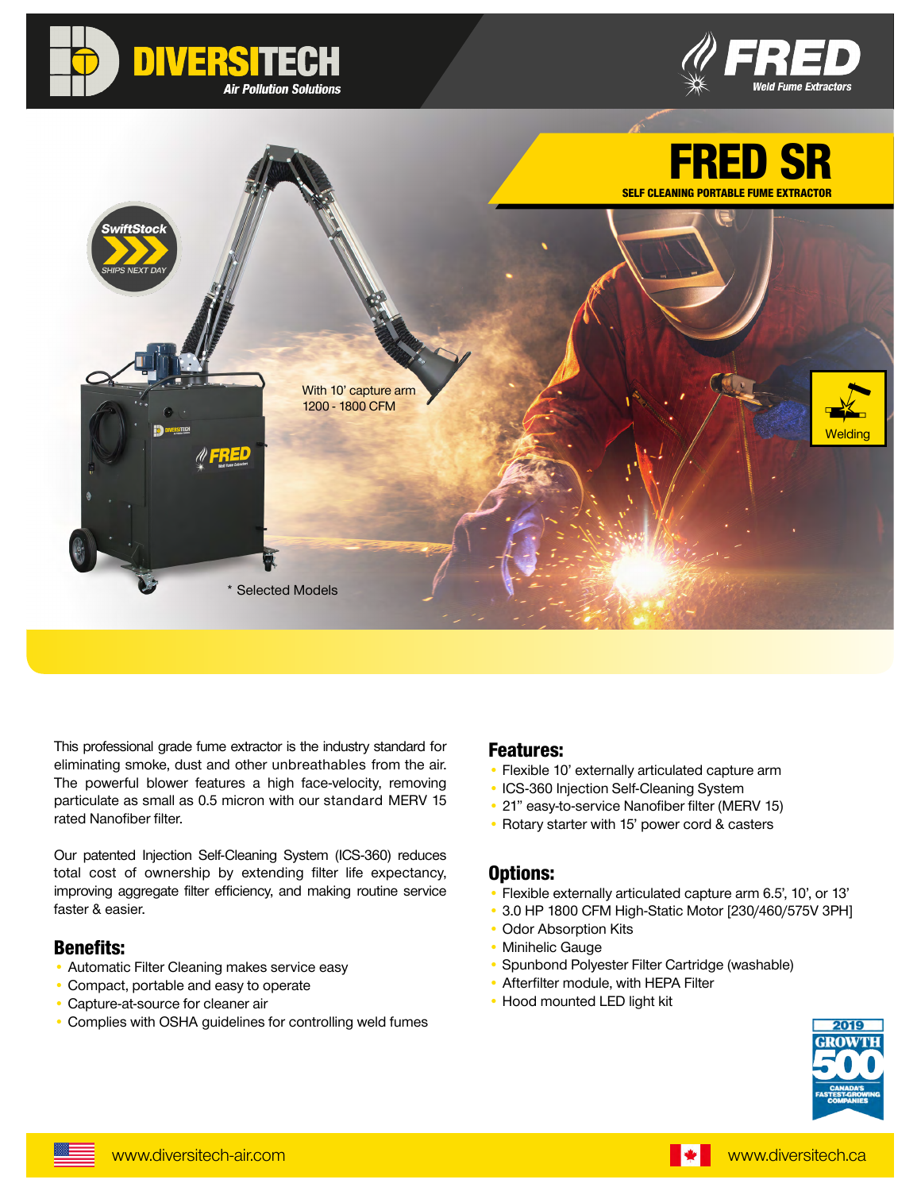DIVERSITECH
Air Pollution Solutions

FRED
Weld Fume Extractors

# FRED SR

**SELF CLEANING PORTABLE FUME EXTRACTOR**

SwiftStock
SHIPS NEXT DAY

With 10' capture arm
1200 - 1800 CFM

Welding

\* Selected Models

This professional grade fume extractor is the industry standard for eliminating smoke, dust and other unbreathables from the air. The powerful blower features a high face-velocity, removing particulate as small as 0.5 micron with our standard MERV 15 rated Nanofiber filter.

Our patented Injection Self-Cleaning System (ICS-360) reduces total cost of ownership by extending filter life expectancy, improving aggregate filter efficiency, and making routine service faster & easier.

## Benefits:

- Automatic Filter Cleaning makes service easy
- Compact, portable and easy to operate
- Capture-at-source for cleaner air
- Complies with OSHA guidelines for controlling weld fumes

## Features:

- Flexible 10' externally articulated capture arm
- ICS-360 Injection Self-Cleaning System
- 21" easy-to-service Nanofiber filter (MERV 15)
- Rotary starter with 15' power cord & casters

## Options:

- Flexible externally articulated capture arm 6.5', 10', or 13'
- 3.0 HP 1800 CFM High-Static Motor [230/460/575V 3PH]
- Odor Absorption Kits
- Minihelic Gauge
- Spunbond Polyester Filter Cartridge (washable)
- Afterfilter module, with HEPA Filter
- Hood mounted LED light kit

2019 GROWTH 500 CANADA'S FASTEST-GROWING COMPANIES

www.diversitech-air.com

www.diversitech.ca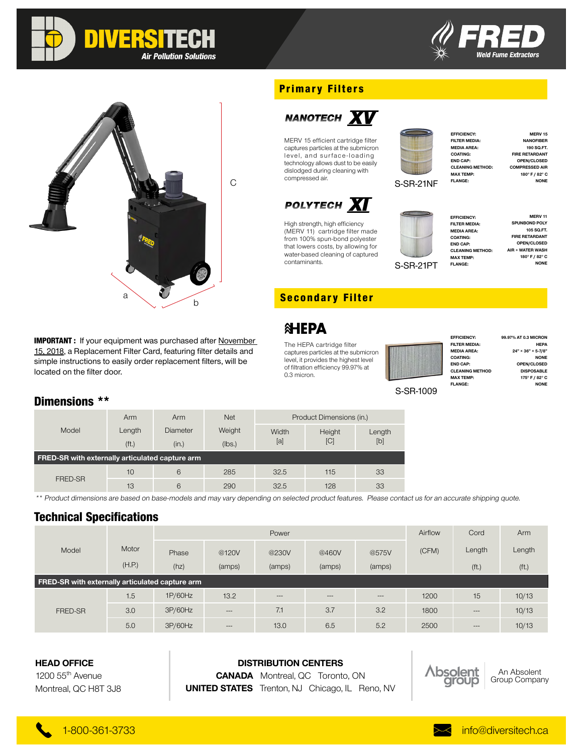DIVERSITECH
Air Pollution Solutions

FRED
Weld Fume Extractors

C

a

b

**IMPORTANT :** If your equipment was purchased after November 15, 2018, a Replacement Filter Card, featuring filter details and simple instructions to easily order replacement filters, will be located on the filter door.

## Primary Filters

### NANOTECH XV

MERV 15 efficient cartridge filter captures particles at the submicron level, and surface-loading technology allows dust to be easily dislodged during cleaning with compressed air.

S-SR-21NF

| | |
|---|---|
| EFFICIENCY: | MERV 15 |
| FILTER MEDIA: | NANOFIBER |
| MEDIA AREA: | 190 SQ.FT. |
| COATING: | FIRE RETARDANT |
| END CAP: | OPEN/CLOSED |
| CLEANING METHOD: | COMPRESSED AIR |
| MAX TEMP: | 180° F / 82° C |
| FLANGE: | NONE |

### POLYTECH XI

High strength, high efficiency (MERV 11) cartridge filter made from 100% spun-bond polyester that lowers costs, by allowing for water-based cleaning of captured contaminants.

S-SR-21PT

| | |
|---|---|
| EFFICIENCY: | MERV 11 |
| FILTER MEDIA: | SPUNBOND POLY |
| MEDIA AREA: | 105 SQ.FT. |
| COATING: | FIRE RETARDANT |
| END CAP: | OPEN/CLOSED |
| CLEANING METHOD: | AIR + WATER WASH |
| MAX TEMP: | 180° F / 82° C |
| FLANGE: | NONE |

## Secondary Filter

### HEPA

The HEPA cartridge filter captures particles at the submicron level, it provides the highest level of filtration efficiency 99.97% at 0.3 micron.

S-SR-1009

| | |
|---|---|
| EFFICIENCY: | 99.97% AT 0.3 MICRON |
| FILTER MEDIA: | HEPA |
| MEDIA AREA: | 24" × 36" × 5-7/8" |
| COATING: | NONE |
| END CAP: | OPEN/CLOSED |
| CLEANING METHOD | DISPOSABLE |
| MAX TEMP: | 175° F / 82° C |
| FLANGE: | NONE |

## Dimensions **

| Model | Arm Length (ft.) | Arm Diameter (in.) | Net Weight (lbs.) | Product Dimensions (in.) | | |
|---|---|---|---|---|---|---|
| | | | | Width [a] | Height [C] | Length [b] |
| **FRED-SR with externally articulated capture arm** | | | | | | |
| FRED-SR | 10 | 6 | 285 | 32.5 | 115 | 33 |
| | 13 | 6 | 290 | 32.5 | 128 | 33 |

*** Product dimensions are based on base-models and may vary depending on selected product features. Please contact us for an accurate shipping quote.*

## Technical Specifications

| Model | Motor (H.P.) | Power | | | | | Airflow (CFM) | Cord Length (ft.) | Arm Length (ft.) |
|---|---|---|---|---|---|---|---|---|---|
| | | Phase (hz) | @120V (amps) | @230V (amps) | @460V (amps) | @575V (amps) | | | |
| **FRED-SR with externally articulated capture arm** | | | | | | | | | |
| FRED-SR | 1.5 | 1P/60Hz | 13.2 | --- | --- | --- | 1200 | 15 | 10/13 |
| | 3.0 | 3P/60Hz | --- | 7.1 | 3.7 | 3.2 | 1800 | --- | 10/13 |
| | 5.0 | 3P/60Hz | --- | 13.0 | 6.5 | 5.2 | 2500 | --- | 10/13 |

**HEAD OFFICE**
1200 55th Avenue
Montreal, QC H8T 3J8

**DISTRIBUTION CENTERS**
**CANADA** Montreal, QC Toronto, ON
**UNITED STATES** Trenton, NJ Chicago, IL Reno, NV

Absolent group — An Absolent Group Company

1-800-361-3733

info@diversitech.ca